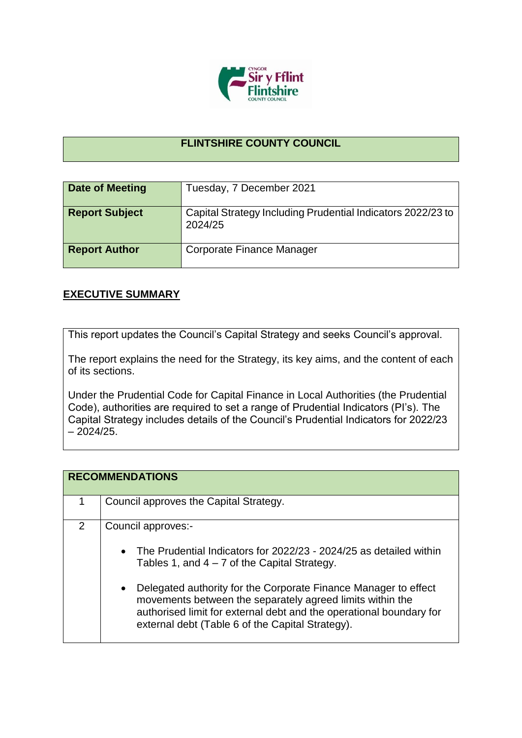# FLINTSHIRE COUNTY COUNCIL

| | |
|---|---|
| **Date of Meeting** | Tuesday, 7 December 2021 |
| **Report Subject** | Capital Strategy Including Prudential Indicators 2022/23 to 2024/25 |
| **Report Author** | Corporate Finance Manager |

## EXECUTIVE SUMMARY

This report updates the Council's Capital Strategy and seeks Council's approval.

The report explains the need for the Strategy, its key aims, and the content of each of its sections.

Under the Prudential Code for Capital Finance in Local Authorities (the Prudential Code), authorities are required to set a range of Prudential Indicators (PI's). The Capital Strategy includes details of the Council's Prudential Indicators for 2022/23 – 2024/25.

| RECOMMENDATIONS | |
|---|---|
| 1 | Council approves the Capital Strategy. |
| 2 | Council approves:-<br><br>• The Prudential Indicators for 2022/23 - 2024/25 as detailed within Tables 1, and 4 – 7 of the Capital Strategy.<br><br>• Delegated authority for the Corporate Finance Manager to effect movements between the separately agreed limits within the authorised limit for external debt and the operational boundary for external debt (Table 6 of the Capital Strategy). |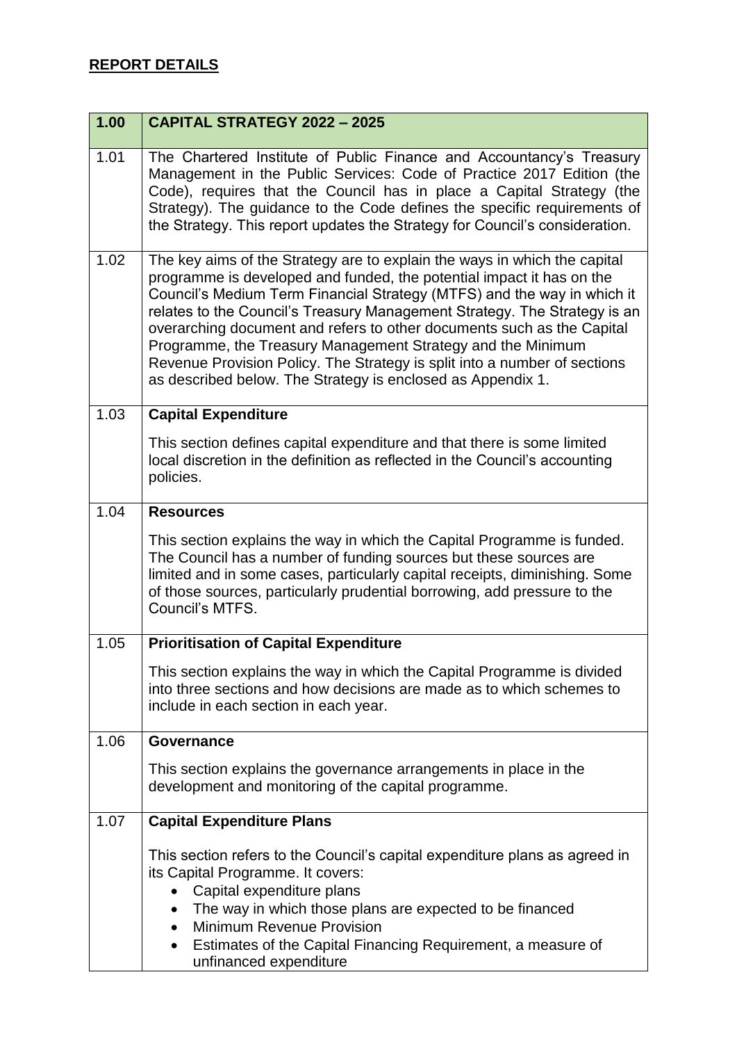## REPORT DETAILS

| 1.00 | CAPITAL STRATEGY 2022 – 2025 |
|---|---|
| 1.01 | The Chartered Institute of Public Finance and Accountancy's Treasury Management in the Public Services: Code of Practice 2017 Edition (the Code), requires that the Council has in place a Capital Strategy (the Strategy). The guidance to the Code defines the specific requirements of the Strategy. This report updates the Strategy for Council's consideration. |
| 1.02 | The key aims of the Strategy are to explain the ways in which the capital programme is developed and funded, the potential impact it has on the Council's Medium Term Financial Strategy (MTFS) and the way in which it relates to the Council's Treasury Management Strategy. The Strategy is an overarching document and refers to other documents such as the Capital Programme, the Treasury Management Strategy and the Minimum Revenue Provision Policy. The Strategy is split into a number of sections as described below. The Strategy is enclosed as Appendix 1. |
| 1.03 | **Capital Expenditure**<br><br>This section defines capital expenditure and that there is some limited local discretion in the definition as reflected in the Council's accounting policies. |
| 1.04 | **Resources**<br><br>This section explains the way in which the Capital Programme is funded. The Council has a number of funding sources but these sources are limited and in some cases, particularly capital receipts, diminishing. Some of those sources, particularly prudential borrowing, add pressure to the Council's MTFS. |
| 1.05 | **Prioritisation of Capital Expenditure**<br><br>This section explains the way in which the Capital Programme is divided into three sections and how decisions are made as to which schemes to include in each section in each year. |
| 1.06 | **Governance**<br><br>This section explains the governance arrangements in place in the development and monitoring of the capital programme. |
| 1.07 | **Capital Expenditure Plans**<br><br>This section refers to the Council's capital expenditure plans as agreed in its Capital Programme. It covers:<br>• Capital expenditure plans<br>• The way in which those plans are expected to be financed<br>• Minimum Revenue Provision<br>• Estimates of the Capital Financing Requirement, a measure of unfinanced expenditure |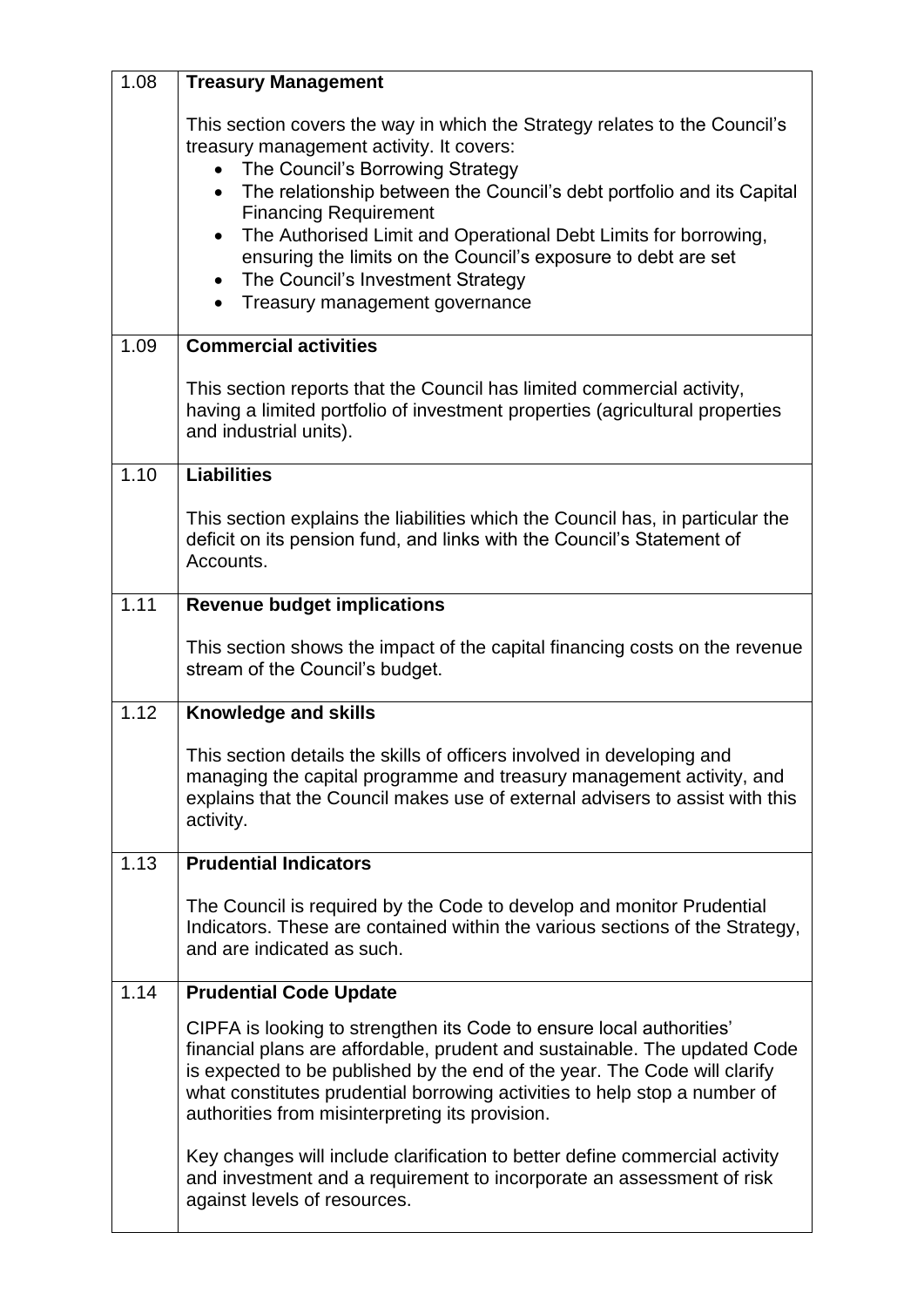| | |
|---|---|
| 1.08 | **Treasury Management**<br><br>This section covers the way in which the Strategy relates to the Council's treasury management activity. It covers:<br>• The Council's Borrowing Strategy<br>• The relationship between the Council's debt portfolio and its Capital Financing Requirement<br>• The Authorised Limit and Operational Debt Limits for borrowing, ensuring the limits on the Council's exposure to debt are set<br>• The Council's Investment Strategy<br>• Treasury management governance |
| 1.09 | **Commercial activities**<br><br>This section reports that the Council has limited commercial activity, having a limited portfolio of investment properties (agricultural properties and industrial units). |
| 1.10 | **Liabilities**<br><br>This section explains the liabilities which the Council has, in particular the deficit on its pension fund, and links with the Council's Statement of Accounts. |
| 1.11 | **Revenue budget implications**<br><br>This section shows the impact of the capital financing costs on the revenue stream of the Council's budget. |
| 1.12 | **Knowledge and skills**<br><br>This section details the skills of officers involved in developing and managing the capital programme and treasury management activity, and explains that the Council makes use of external advisers to assist with this activity. |
| 1.13 | **Prudential Indicators**<br><br>The Council is required by the Code to develop and monitor Prudential Indicators. These are contained within the various sections of the Strategy, and are indicated as such. |
| 1.14 | **Prudential Code Update**<br><br>CIPFA is looking to strengthen its Code to ensure local authorities' financial plans are affordable, prudent and sustainable. The updated Code is expected to be published by the end of the year. The Code will clarify what constitutes prudential borrowing activities to help stop a number of authorities from misinterpreting its provision.<br><br>Key changes will include clarification to better define commercial activity and investment and a requirement to incorporate an assessment of risk against levels of resources. |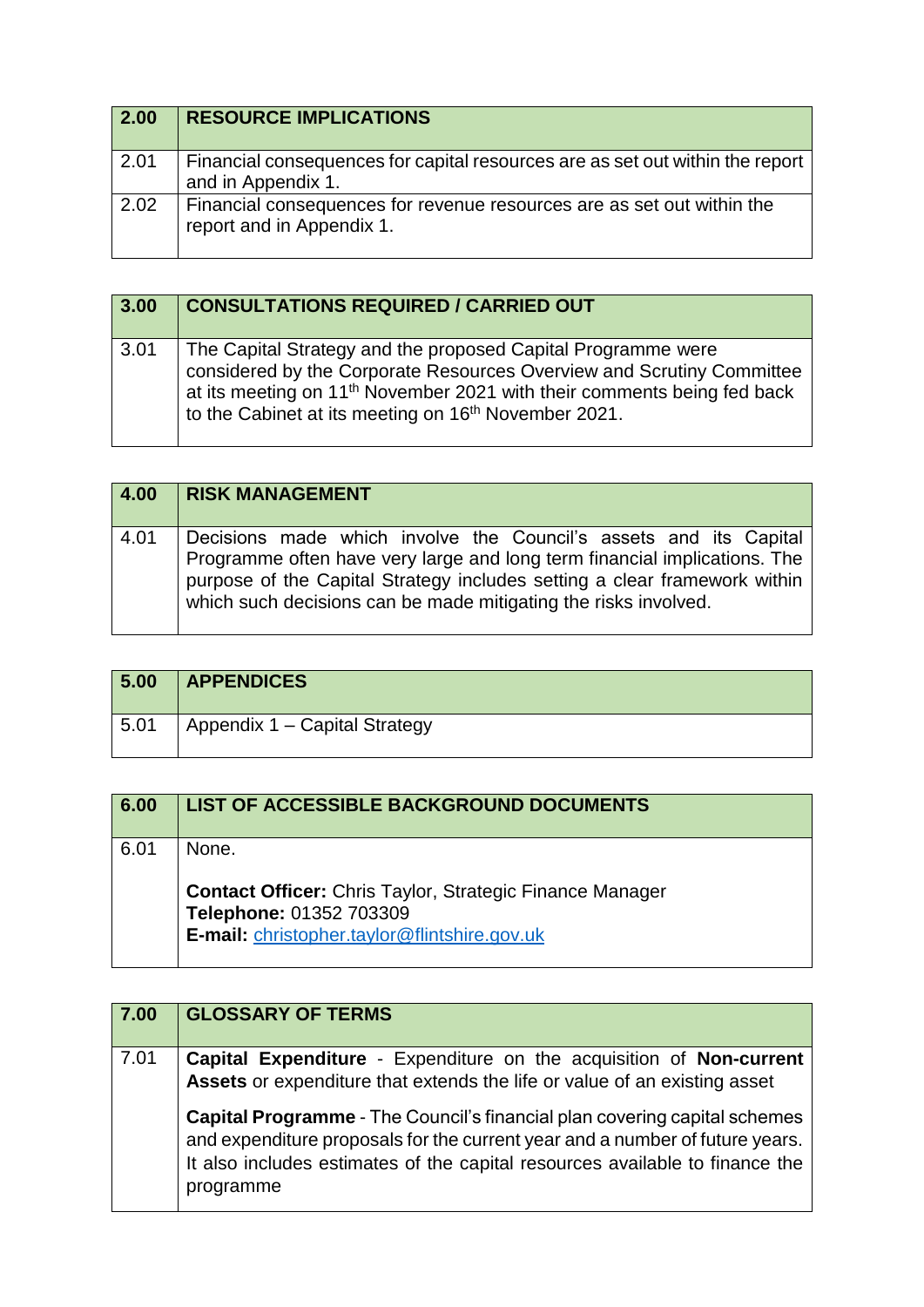| 2.00 | RESOURCE IMPLICATIONS |
|---|---|
| 2.01 | Financial consequences for capital resources are as set out within the report and in Appendix 1. |
| 2.02 | Financial consequences for revenue resources are as set out within the report and in Appendix 1. |

| 3.00 | CONSULTATIONS REQUIRED / CARRIED OUT |
|---|---|
| 3.01 | The Capital Strategy and the proposed Capital Programme were considered by the Corporate Resources Overview and Scrutiny Committee at its meeting on 11th November 2021 with their comments being fed back to the Cabinet at its meeting on 16th November 2021. |

| 4.00 | RISK MANAGEMENT |
|---|---|
| 4.01 | Decisions made which involve the Council's assets and its Capital Programme often have very large and long term financial implications. The purpose of the Capital Strategy includes setting a clear framework within which such decisions can be made mitigating the risks involved. |

| 5.00 | APPENDICES |
|---|---|
| 5.01 | Appendix 1 – Capital Strategy |

| 6.00 | LIST OF ACCESSIBLE BACKGROUND DOCUMENTS |
|---|---|
| 6.01 | None.<br><br>**Contact Officer:** Chris Taylor, Strategic Finance Manager<br>**Telephone:** 01352 703309<br>**E-mail:** christopher.taylor@flintshire.gov.uk |

| 7.00 | GLOSSARY OF TERMS |
|---|---|
| 7.01 | **Capital Expenditure** - Expenditure on the acquisition of **Non-current Assets** or expenditure that extends the life or value of an existing asset<br><br>**Capital Programme** - The Council's financial plan covering capital schemes and expenditure proposals for the current year and a number of future years. It also includes estimates of the capital resources available to finance the programme |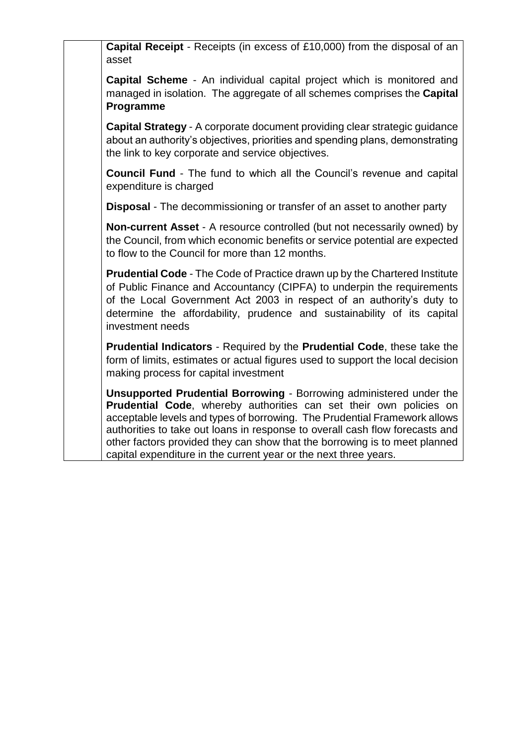**Capital Receipt** - Receipts (in excess of £10,000) from the disposal of an asset

**Capital Scheme** - An individual capital project which is monitored and managed in isolation. The aggregate of all schemes comprises the **Capital Programme**

**Capital Strategy** - A corporate document providing clear strategic guidance about an authority's objectives, priorities and spending plans, demonstrating the link to key corporate and service objectives.

**Council Fund** - The fund to which all the Council's revenue and capital expenditure is charged

**Disposal** - The decommissioning or transfer of an asset to another party

**Non-current Asset** - A resource controlled (but not necessarily owned) by the Council, from which economic benefits or service potential are expected to flow to the Council for more than 12 months.

**Prudential Code** - The Code of Practice drawn up by the Chartered Institute of Public Finance and Accountancy (CIPFA) to underpin the requirements of the Local Government Act 2003 in respect of an authority's duty to determine the affordability, prudence and sustainability of its capital investment needs

**Prudential Indicators** - Required by the **Prudential Code**, these take the form of limits, estimates or actual figures used to support the local decision making process for capital investment

**Unsupported Prudential Borrowing** - Borrowing administered under the **Prudential Code**, whereby authorities can set their own policies on acceptable levels and types of borrowing. The Prudential Framework allows authorities to take out loans in response to overall cash flow forecasts and other factors provided they can show that the borrowing is to meet planned capital expenditure in the current year or the next three years.